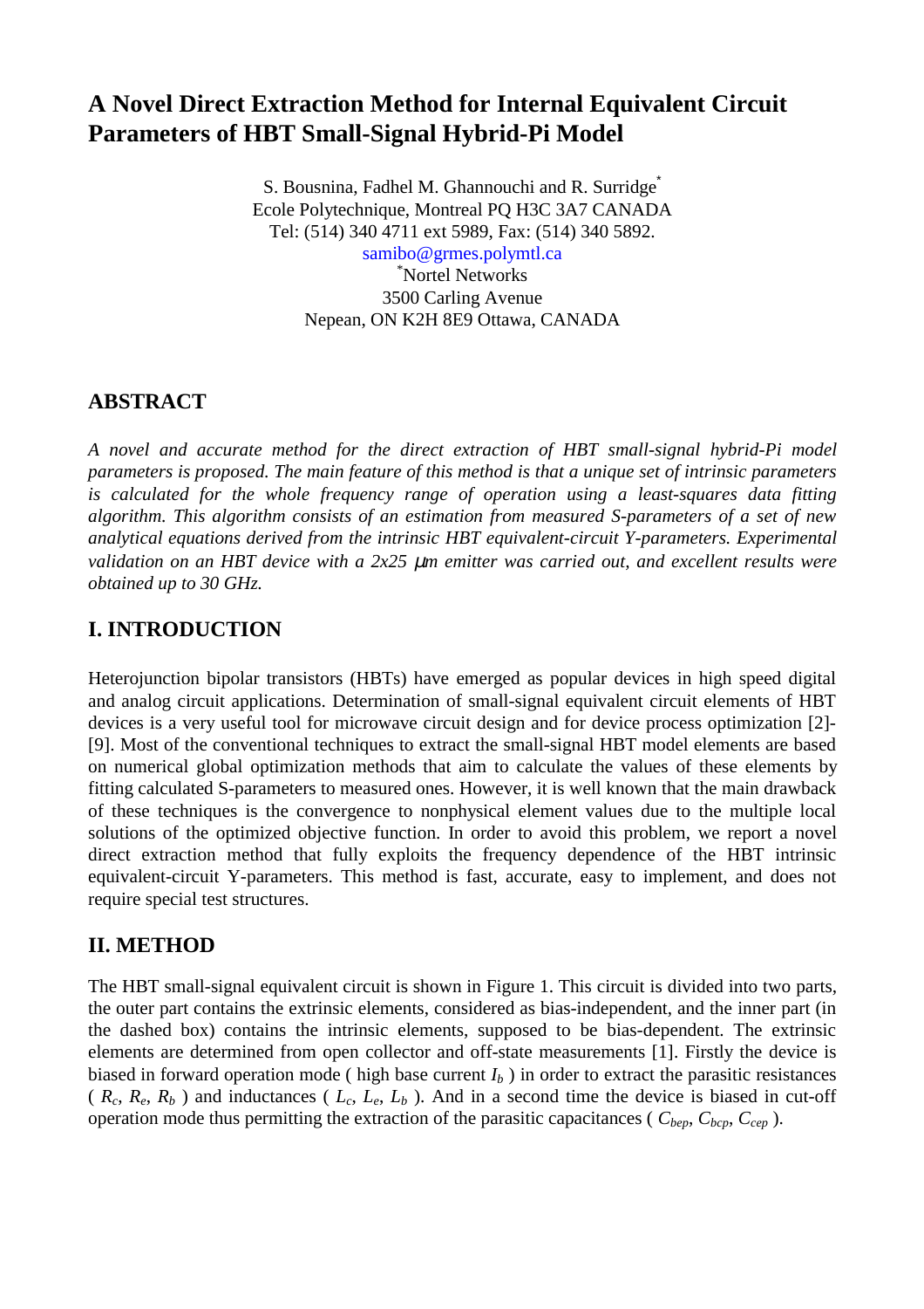# A Novel Direct Extraction Method for Internal Equivalent Circuit Parameters of HBT Small-Signal Hybrid-Pi Model

S. Bousnina, Fadhel M. Ghannouchi and R. Surridge*
Ecole Polytechnique, Montreal PQ H3C 3A7 CANADA
Tel: (514) 340 4711 ext 5989, Fax: (514) 340 5892.
samibo@grmes.polymtl.ca
*Nortel Networks
3500 Carling Avenue
Nepean, ON K2H 8E9 Ottawa, CANADA

## ABSTRACT

*A novel and accurate method for the direct extraction of HBT small-signal hybrid-Pi model parameters is proposed. The main feature of this method is that a unique set of intrinsic parameters is calculated for the whole frequency range of operation using a least-squares data fitting algorithm. This algorithm consists of an estimation from measured S-parameters of a set of new analytical equations derived from the intrinsic HBT equivalent-circuit Y-parameters. Experimental validation on an HBT device with a 2x25 μm emitter was carried out, and excellent results were obtained up to 30 GHz.*

## I. INTRODUCTION

Heterojunction bipolar transistors (HBTs) have emerged as popular devices in high speed digital and analog circuit applications. Determination of small-signal equivalent circuit elements of HBT devices is a very useful tool for microwave circuit design and for device process optimization [2]-[9]. Most of the conventional techniques to extract the small-signal HBT model elements are based on numerical global optimization methods that aim to calculate the values of these elements by fitting calculated S-parameters to measured ones. However, it is well known that the main drawback of these techniques is the convergence to nonphysical element values due to the multiple local solutions of the optimized objective function. In order to avoid this problem, we report a novel direct extraction method that fully exploits the frequency dependence of the HBT intrinsic equivalent-circuit Y-parameters. This method is fast, accurate, easy to implement, and does not require special test structures.

## II. METHOD

The HBT small-signal equivalent circuit is shown in Figure 1. This circuit is divided into two parts, the outer part contains the extrinsic elements, considered as bias-independent, and the inner part (in the dashed box) contains the intrinsic elements, supposed to be bias-dependent. The extrinsic elements are determined from open collector and off-state measurements [1]. Firstly the device is biased in forward operation mode ( high base current $I_b$ ) in order to extract the parasitic resistances ( $R_c$, $R_e$, $R_b$ ) and inductances ( $L_c$, $L_e$, $L_b$ ). And in a second time the device is biased in cut-off operation mode thus permitting the extraction of the parasitic capacitances ( $C_{bep}$, $C_{bcp}$, $C_{cep}$ ).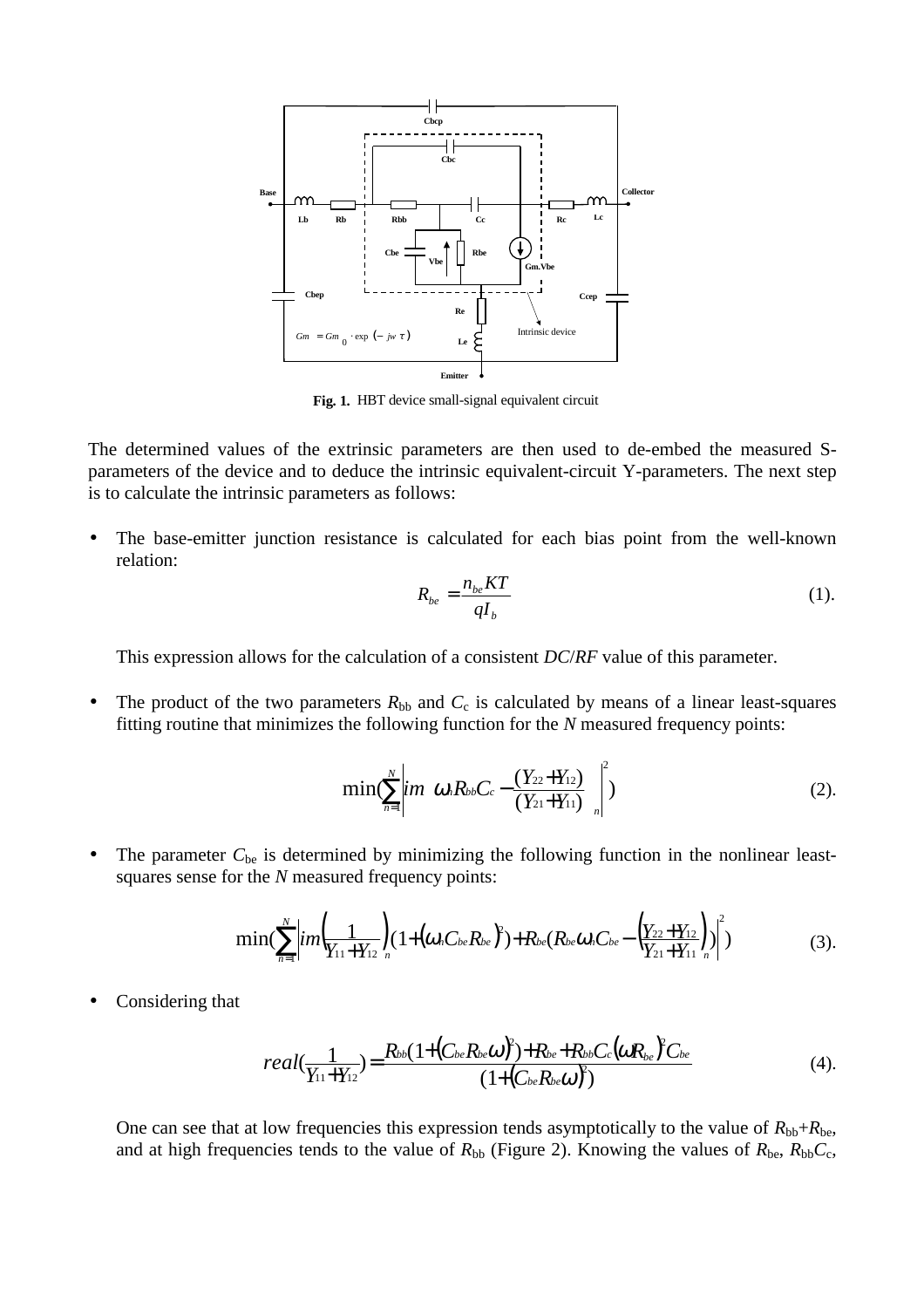**Fig. 1.** HBT device small-signal equivalent circuit

The determined values of the extrinsic parameters are then used to de-embed the measured S-parameters of the device and to deduce the intrinsic equivalent-circuit Y-parameters. The next step is to calculate the intrinsic parameters as follows:

- The base-emitter junction resistance is calculated for each bias point from the well-known relation:

$$R_{be} = \frac{n_{be}KT}{qI_b} \quad (1).$$

  This expression allows for the calculation of a consistent *DC*/*RF* value of this parameter.

- The product of the two parameters $R_{bb}$ and $C_c$ is calculated by means of a linear least-squares fitting routine that minimizes the following function for the *N* measured frequency points:

$$\min\left(\sum_{n=1}^{N}\left| im\ \omega_n R_{bb}C_c - \frac{(Y_{22}+Y_{12})}{(Y_{21}+Y_{11})}\right|_n^2\right) \quad (2).$$

- The parameter $C_{be}$ is determined by minimizing the following function in the nonlinear least-squares sense for the *N* measured frequency points:

$$\min\left(\sum_{n=1}^{N}\left| im\left(\frac{1}{Y_{11}+Y_{12}}\right)_n (1+(\omega_n C_{be}R_{be})^2) + R_{be}(R_{be}\omega_n C_{be} - \left(\frac{Y_{22}+Y_{12}}{Y_{21}+Y_{11}}\right)_n)\right|^2\right) \quad (3).$$

- Considering that

$$real\left(\frac{1}{Y_{11}+Y_{12}}\right) = \frac{R_{bb}(1+(C_{be}R_{be}\omega)^2) + R_{be} + R_{bb}C_c(\omega R_{be})^2 C_{be}}{(1+(C_{be}R_{be}\omega)^2)} \quad (4).$$

  One can see that at low frequencies this expression tends asymptotically to the value of $R_{bb}+R_{be}$, and at high frequencies tends to the value of $R_{bb}$ (Figure 2). Knowing the values of $R_{be}$, $R_{bb}C_c$,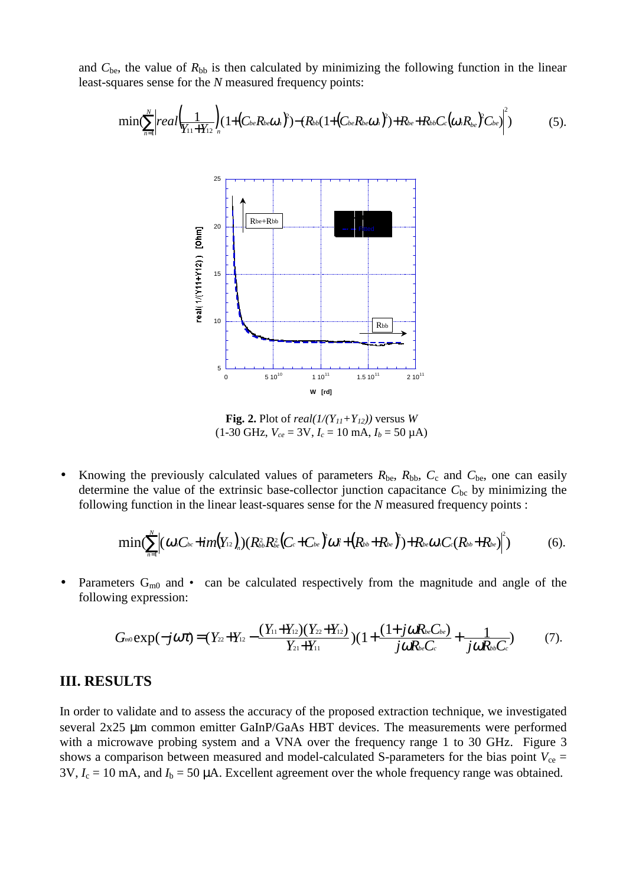and $C_{be}$, the value of $R_{bb}$ is then calculated by minimizing the following function in the linear least-squares sense for the $N$ measured frequency points:

$$\min\left(\sum_{n=1}^{N}\left| real\left(\frac{1}{Y_{11}+Y_{12}}\right)_n (1+(C_{be}R_{be}\omega_n)^2)-(R_{bb}(1+(C_{be}R_{be}\omega_n)^2)+R_{be}+R_{bb}C_c(\omega_n R_{be})^2 C_{be})\right|^2\right) \qquad (5).$$

**Fig. 2.** Plot of $real(1/(Y_{11}+Y_{12}))$ versus $W$ (1-30 GHz, $V_{ce}$ = 3V, $I_c$ = 10 mA, $I_b$ = 50 µA)

- Knowing the previously calculated values of parameters $R_{be}$, $R_{bb}$, $C_c$ and $C_{be}$, one can easily determine the value of the extrinsic base-collector junction capacitance $C_{bc}$ by minimizing the following function in the linear least-squares sense for the $N$ measured frequency points :

$$\min\left(\sum_{n=1}^{N}\left|(\omega_n C_{bc}+im(Y_{12})_n)(R_{bb}^2R_{be}^2(C_c+C_{be})^2\omega_n^2+(R_{bb}+R_{be})^2)+R_{be}\omega_n C_c(R_{bb}+R_{be})\right|^2\right) \qquad (6).$$

- Parameters $G_{m0}$ and • can be calculated respectively from the magnitude and angle of the following expression:

$$G_{m0}\exp(-j\omega\tau)=(Y_{22}+Y_{12}-\frac{(Y_{11}+Y_{12})(Y_{22}+Y_{12})}{Y_{21}+Y_{11}})(1+\frac{(1+j\omega R_{be}C_{be})}{j\omega R_{be}C_c}+\frac{1}{j\omega R_{bb}C_c}) \qquad (7).$$

## III. RESULTS

In order to validate and to assess the accuracy of the proposed extraction technique, we investigated several 2x25 µm common emitter GaInP/GaAs HBT devices. The measurements were performed with a microwave probing system and a VNA over the frequency range 1 to 30 GHz. Figure 3 shows a comparison between measured and model-calculated S-parameters for the bias point $V_{ce}$ = 3V, $I_c$ = 10 mA, and $I_b$ = 50 µA. Excellent agreement over the whole frequency range was obtained.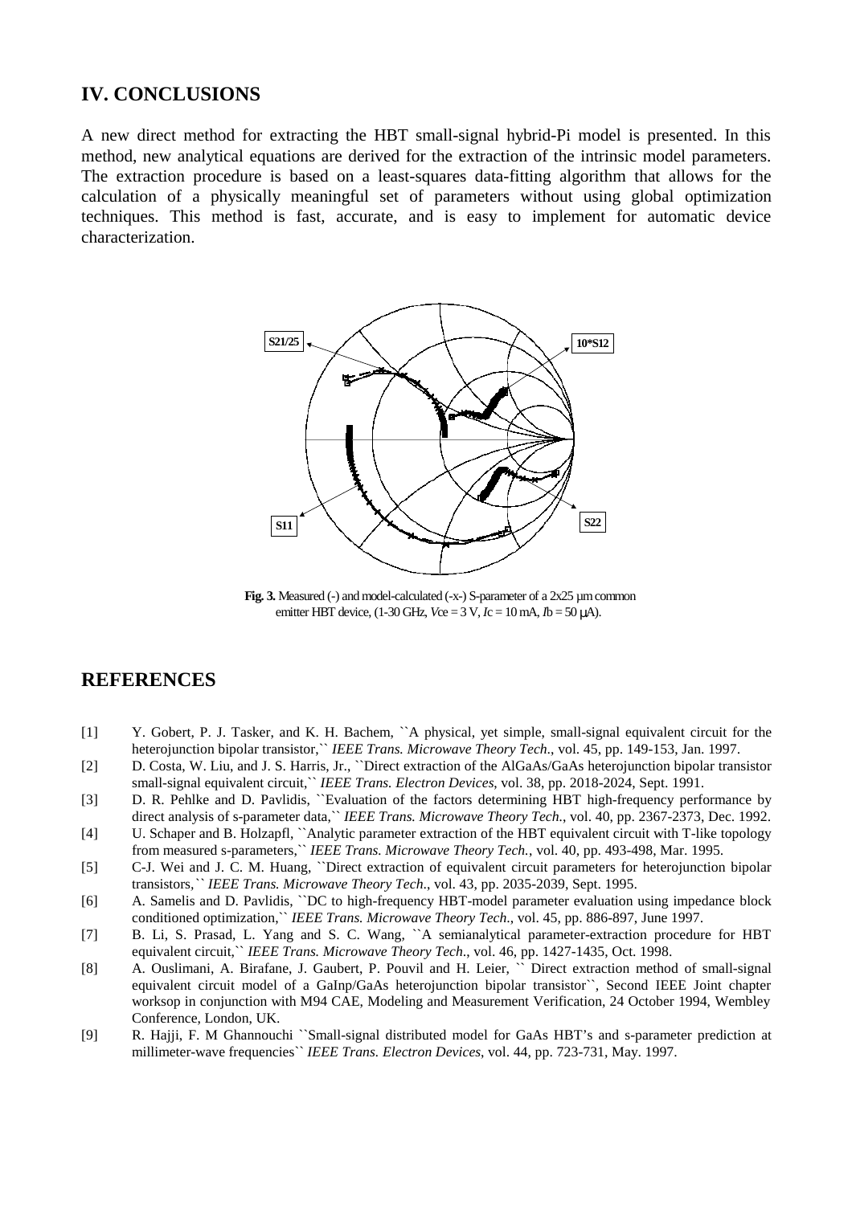## IV. CONCLUSIONS

A new direct method for extracting the HBT small-signal hybrid-Pi model is presented. In this method, new analytical equations are derived for the extraction of the intrinsic model parameters. The extraction procedure is based on a least-squares data-fitting algorithm that allows for the calculation of a physically meaningful set of parameters without using global optimization techniques. This method is fast, accurate, and is easy to implement for automatic device characterization.

S21/25

10*S12

S11

S22

**Fig. 3.** Measured (-) and model-calculated (-x-) S-parameter of a 2x25 µm common emitter HBT device, (1-30 GHz, $V_{ce}$ = 3 V, $I_c$ = 10 mA, $I_b$ = 50 µA).

## REFERENCES

[1] Y. Gobert, P. J. Tasker, and K. H. Bachem, ``A physical, yet simple, small-signal equivalent circuit for the heterojunction bipolar transistor,`` *IEEE Trans. Microwave Theory Tech*., vol. 45, pp. 149-153, Jan. 1997.

[2] D. Costa, W. Liu, and J. S. Harris, Jr., ``Direct extraction of the AlGaAs/GaAs heterojunction bipolar transistor small-signal equivalent circuit,`` *IEEE Trans. Electron Devices*, vol. 38, pp. 2018-2024, Sept. 1991.

[3] D. R. Pehlke and D. Pavlidis, ``Evaluation of the factors determining HBT high-frequency performance by direct analysis of s-parameter data,`` *IEEE Trans. Microwave Theory Tech*., vol. 40, pp. 2367-2373, Dec. 1992.

[4] U. Schaper and B. Holzapfl, ``Analytic parameter extraction of the HBT equivalent circuit with T-like topology from measured s-parameters,`` *IEEE Trans. Microwave Theory Tech.*, vol. 40, pp. 493-498, Mar. 1995.

[5] C-J. Wei and J. C. M. Huang, ``Direct extraction of equivalent circuit parameters for heterojunction bipolar transistors,`` *IEEE Trans. Microwave Theory Tech*., vol. 43, pp. 2035-2039, Sept. 1995.

[6] A. Samelis and D. Pavlidis, ``DC to high-frequency HBT-model parameter evaluation using impedance block conditioned optimization,`` *IEEE Trans. Microwave Theory Tech*., vol. 45, pp. 886-897, June 1997.

[7] B. Li, S. Prasad, L. Yang and S. C. Wang, ``A semianalytical parameter-extraction procedure for HBT equivalent circuit,`` *IEEE Trans. Microwave Theory Tech*., vol. 46, pp. 1427-1435, Oct. 1998.

[8] A. Ouslimani, A. Birafane, J. Gaubert, P. Pouvil and H. Leier, `` Direct extraction method of small-signal equivalent circuit model of a GaInp/GaAs heterojunction bipolar transistor``, Second IEEE Joint chapter worksop in conjunction with M94 CAE, Modeling and Measurement Verification, 24 October 1994, Wembley Conference, London, UK.

[9] R. Hajji, F. M Ghannouchi ``Small-signal distributed model for GaAs HBT's and s-parameter prediction at millimeter-wave frequencies`` *IEEE Trans. Electron Devices*, vol. 44, pp. 723-731, May. 1997.